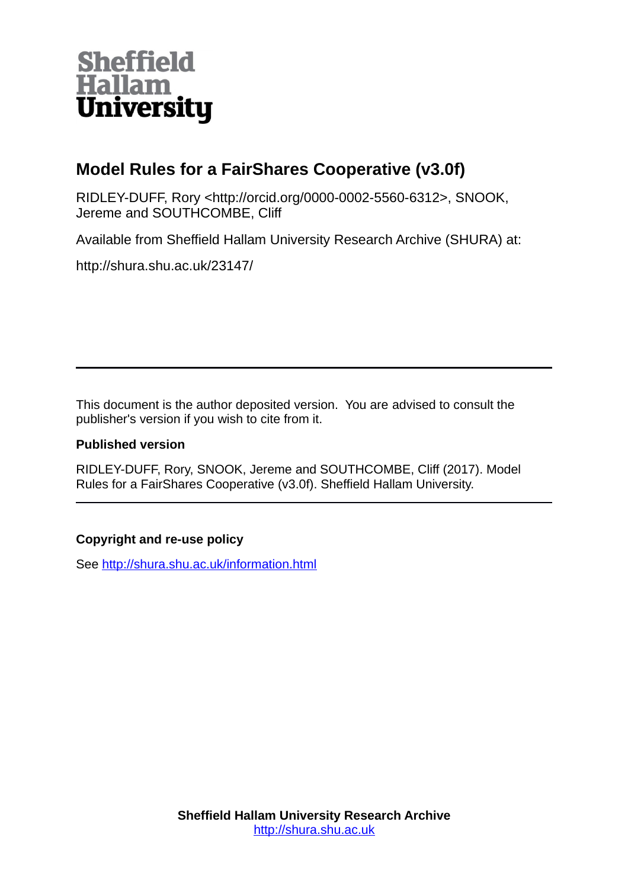Sheffield Hallam University

# Model Rules for a FairShares Cooperative (v3.0f)

RIDLEY-DUFF, Rory <http://orcid.org/0000-0002-5560-6312>, SNOOK, Jereme and SOUTHCOMBE, Cliff

Available from Sheffield Hallam University Research Archive (SHURA) at:

http://shura.shu.ac.uk/23147/

---

This document is the author deposited version. You are advised to consult the publisher's version if you wish to cite from it.

**Published version**

RIDLEY-DUFF, Rory, SNOOK, Jereme and SOUTHCOMBE, Cliff (2017). Model Rules for a FairShares Cooperative (v3.0f). Sheffield Hallam University.

---

**Copyright and re-use policy**

See http://shura.shu.ac.uk/information.html

**Sheffield Hallam University Research Archive**
http://shura.shu.ac.uk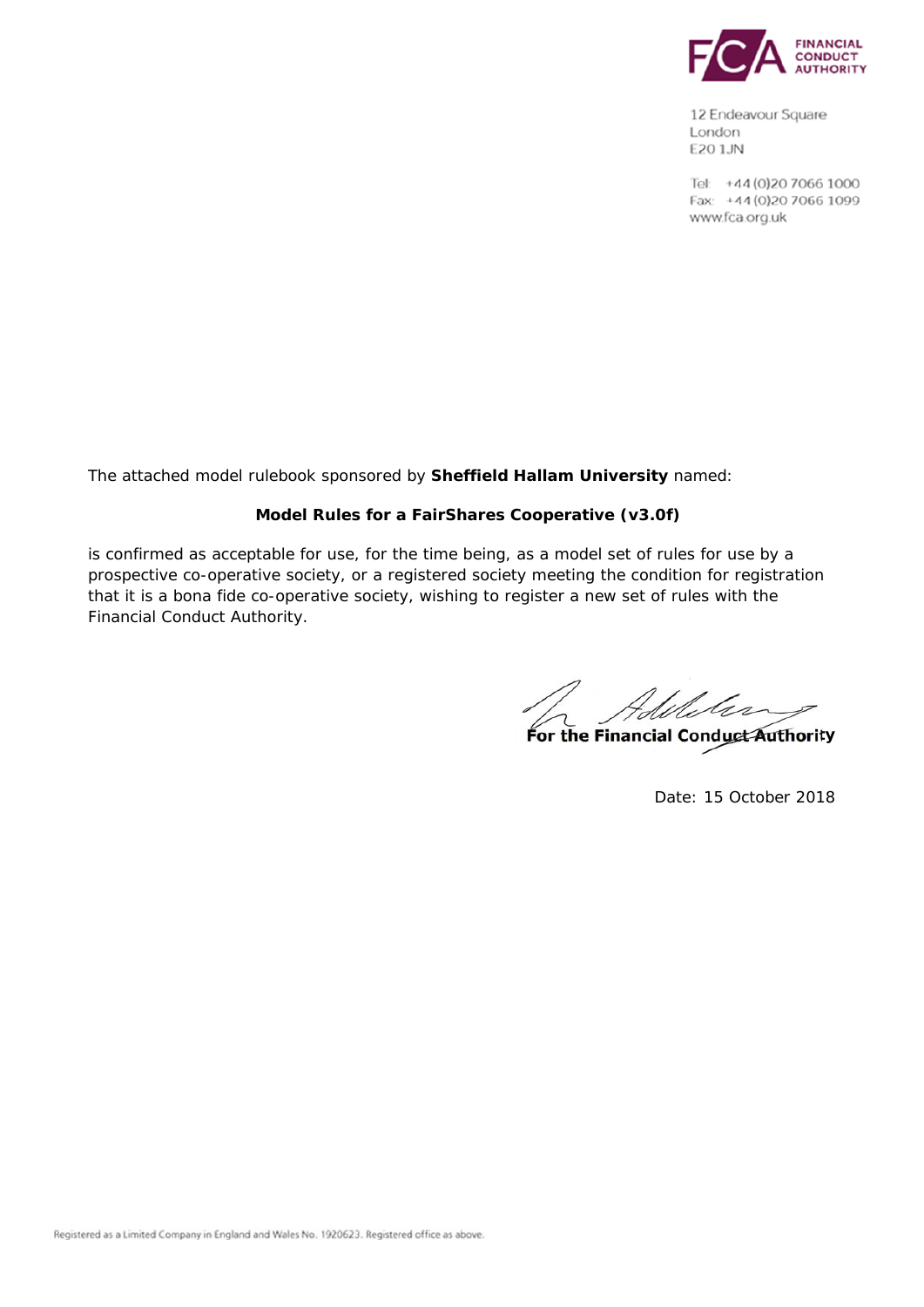FINANCIAL CONDUCT AUTHORITY

12 Endeavour Square
London
E20 1JN

Tel: +44 (0)20 7066 1000
Fax: +44 (0)20 7066 1099
www.fca.org.uk

The attached model rulebook sponsored by **Sheffield Hallam University** named:

**Model Rules for a FairShares Cooperative (v3.0f)**

is confirmed as acceptable for use, for the time being, as a model set of rules for use by a prospective co-operative society, or a registered society meeting the condition for registration that it is a bona fide co-operative society, wishing to register a new set of rules with the Financial Conduct Authority.

**For the Financial Conduct Authority**

Date: 15 October 2018

Registered as a Limited Company in England and Wales No. 1920623. Registered office as above.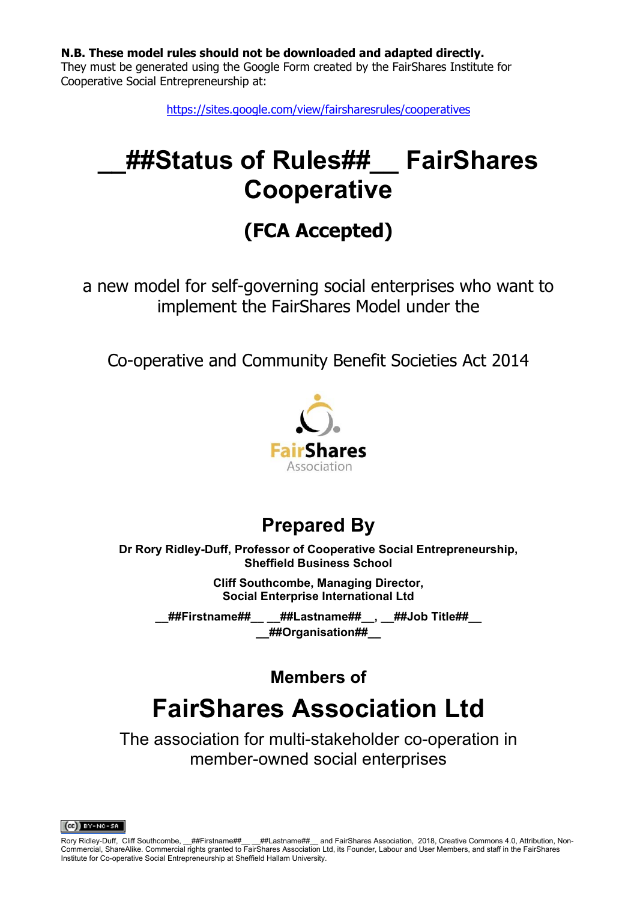**N.B. These model rules should not be downloaded and adapted directly.**
They must be generated using the Google Form created by the FairShares Institute for Cooperative Social Entrepreneurship at:

https://sites.google.com/view/fairsharesrules/cooperatives

# __##Status of Rules##__ FairShares Cooperative

## (FCA Accepted)

a new model for self-governing social enterprises who want to implement the FairShares Model under the

Co-operative and Community Benefit Societies Act 2014

FairShares Association

## Prepared By

**Dr Rory Ridley-Duff, Professor of Cooperative Social Entrepreneurship, Sheffield Business School**

**Cliff Southcombe, Managing Director, Social Enterprise International Ltd**

**__##Firstname##__ __##Lastname##__, __##Job Title##__ __##Organisation##__**

### Members of

# FairShares Association Ltd

The association for multi-stakeholder co-operation in member-owned social enterprises

BY-NC-SA

Rory Ridley-Duff, Cliff Southcombe, __##Firstname##__ __##Lastname##__ and FairShares Association, 2018, Creative Commons 4.0, Attribution, Non-Commercial, ShareAlike. Commercial rights granted to FairShares Association Ltd, its Founder, Labour and User Members, and staff in the FairShares Institute for Co-operative Social Entrepreneurship at Sheffield Hallam University.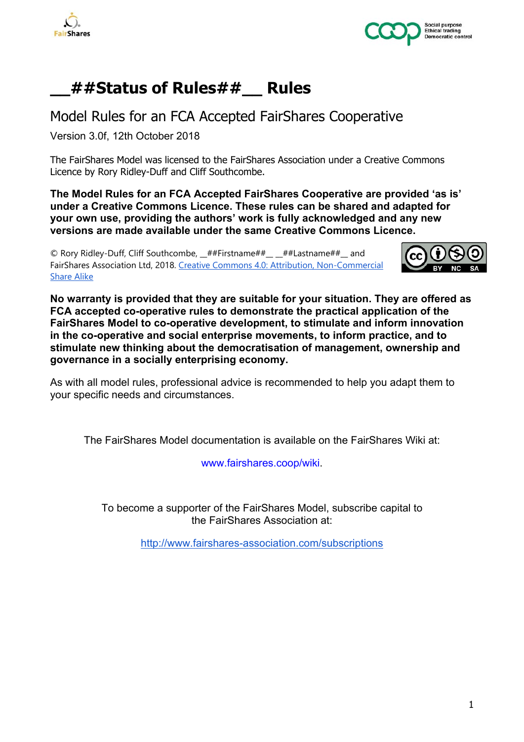# __##Status of Rules##__ Rules

## Model Rules for an FCA Accepted FairShares Cooperative

Version 3.0f, 12th October 2018

The FairShares Model was licensed to the FairShares Association under a Creative Commons Licence by Rory Ridley-Duff and Cliff Southcombe.

**The Model Rules for an FCA Accepted FairShares Cooperative are provided 'as is' under a Creative Commons Licence. These rules can be shared and adapted for your own use, providing the authors' work is fully acknowledged and any new versions are made available under the same Creative Commons Licence.**

© Rory Ridley-Duff, Cliff Southcombe, __##Firstname##__ __##Lastname##__ and FairShares Association Ltd, 2018. [Creative Commons 4.0: Attribution, Non-Commercial Share Alike]()

**No warranty is provided that they are suitable for your situation. They are offered as FCA accepted co-operative rules to demonstrate the practical application of the FairShares Model to co-operative development, to stimulate and inform innovation in the co-operative and social enterprise movements, to inform practice, and to stimulate new thinking about the democratisation of management, ownership and governance in a socially enterprising economy.**

As with all model rules, professional advice is recommended to help you adapt them to your specific needs and circumstances.

The FairShares Model documentation is available on the FairShares Wiki at:

www.fairshares.coop/wiki.

To become a supporter of the FairShares Model, subscribe capital to the FairShares Association at:

http://www.fairshares-association.com/subscriptions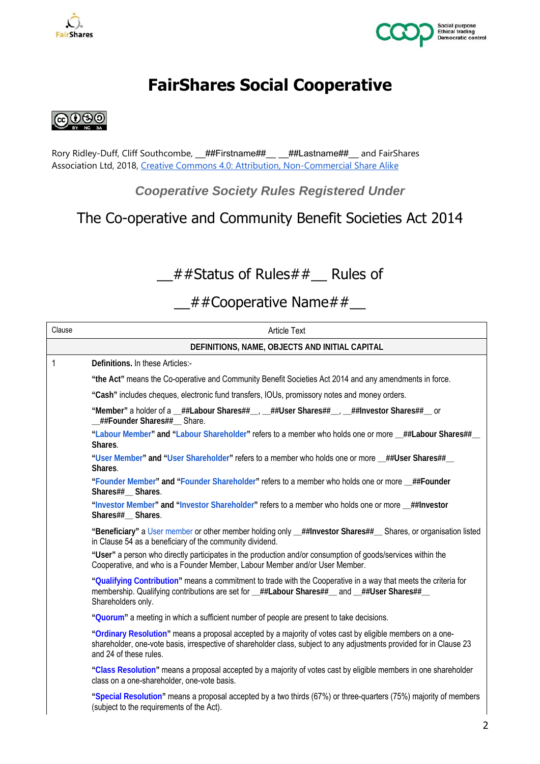# FairShares Social Cooperative

Rory Ridley-Duff, Cliff Southcombe, __##Firstname##__ __##Lastname##__ and FairShares Association Ltd, 2018, Creative Commons 4.0: Attribution, Non-Commercial Share Alike

***Cooperative Society Rules Registered Under***

## The Co-operative and Community Benefit Societies Act 2014

## __##Status of Rules##__ Rules of

## __##Cooperative Name##__

| Clause | Article Text |
|---|---|
| | **DEFINITIONS, NAME, OBJECTS AND INITIAL CAPITAL** |
| 1 | **Definitions.** In these Articles:- |
| | **"the Act"** means the Co-operative and Community Benefit Societies Act 2014 and any amendments in force. |
| | **"Cash"** includes cheques, electronic fund transfers, IOUs, promissory notes and money orders. |
| | **"Member"** a holder of a **__##Labour Shares##__**, **__##User Shares##__**, **__##Investor Shares##__** or **__##Founder Shares##__** Share. |
| | **"Labour Member" and "Labour Shareholder"** refers to a member who holds one or more **__##Labour Shares##__ Shares**. |
| | **"User Member" and "User Shareholder"** refers to a member who holds one or more **__##User Shares##__ Shares**. |
| | **"Founder Member" and "Founder Shareholder"** refers to a member who holds one or more **__##Founder Shares##__ Shares**. |
| | **"Investor Member" and "Investor Shareholder"** refers to a member who holds one or more **__##Investor Shares##__ Shares**. |
| | **"Beneficiary"** a User member or other member holding only **__##Investor Shares##__** Shares, or organisation listed in Clause 54 as a beneficiary of the community dividend. |
| | **"User"** a person who directly participates in the production and/or consumption of goods/services within the Cooperative, and who is a Founder Member, Labour Member and/or User Member. |
| | **"Qualifying Contribution"** means a commitment to trade with the Cooperative in a way that meets the criteria for membership. Qualifying contributions are set for **__##Labour Shares##__** and **__##User Shares##__** Shareholders only. |
| | **"Quorum"** a meeting in which a sufficient number of people are present to take decisions. |
| | **"Ordinary Resolution"** means a proposal accepted by a majority of votes cast by eligible members on a one-shareholder, one-vote basis, irrespective of shareholder class, subject to any adjustments provided for in Clause 23 and 24 of these rules. |
| | **"Class Resolution"** means a proposal accepted by a majority of votes cast by eligible members in one shareholder class on a one-shareholder, one-vote basis. |
| | **"Special Resolution"** means a proposal accepted by a two thirds (67%) or three-quarters (75%) majority of members (subject to the requirements of the Act). |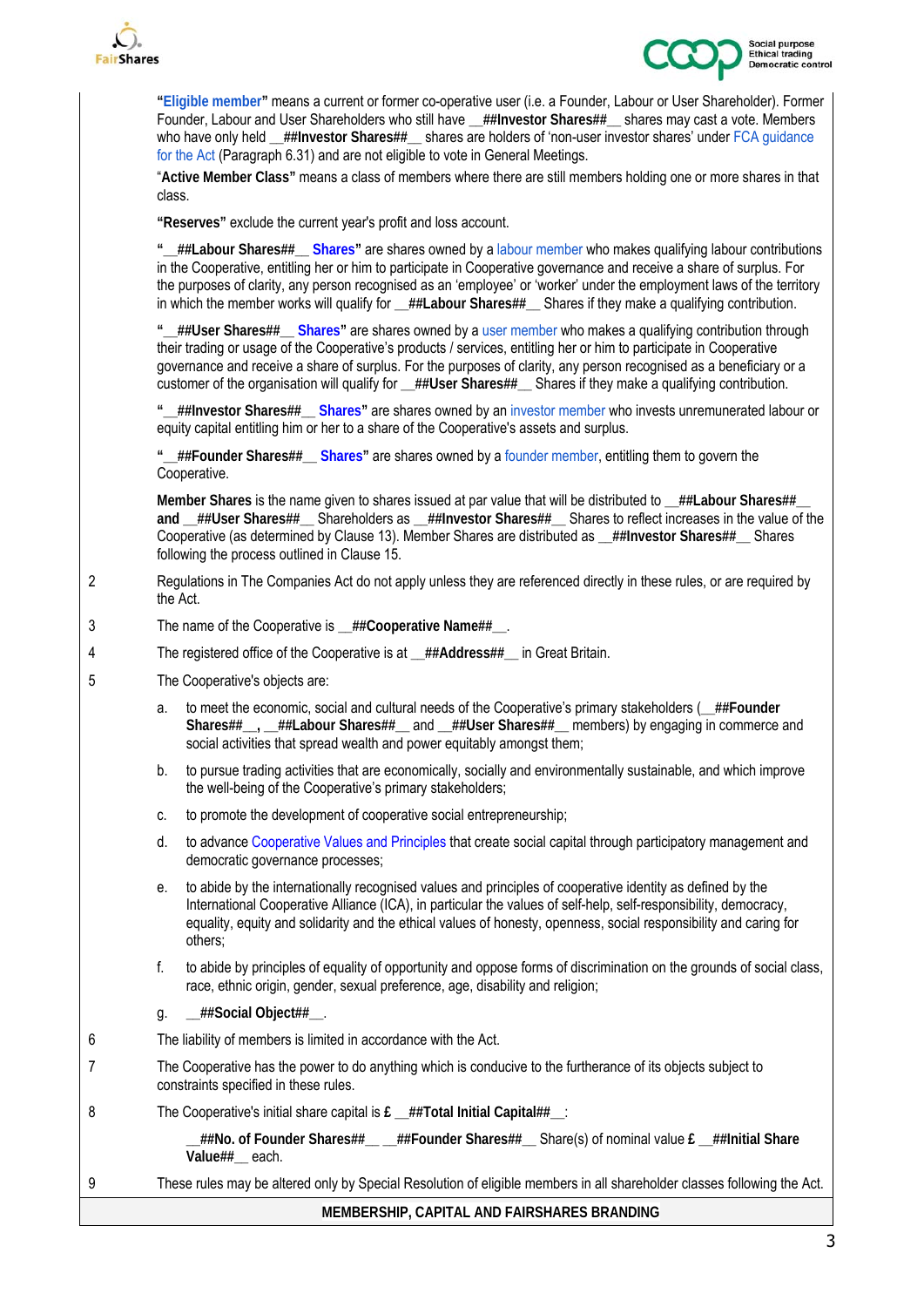**"Eligible member"** means a current or former co-operative user (i.e. a Founder, Labour or User Shareholder). Former Founder, Labour and User Shareholders who still have **__##Investor Shares##__** shares may cast a vote. Members who have only held **__##Investor Shares##__** shares are holders of 'non-user investor shares' under FCA guidance for the Act (Paragraph 6.31) and are not eligible to vote in General Meetings.

"**Active Member Class"** means a class of members where there are still members holding one or more shares in that class.

**"Reserves"** exclude the current year's profit and loss account.

**"__##Labour Shares##__ Shares"** are shares owned by a labour member who makes qualifying labour contributions in the Cooperative, entitling her or him to participate in Cooperative governance and receive a share of surplus. For the purposes of clarity, any person recognised as an 'employee' or 'worker' under the employment laws of the territory in which the member works will qualify for **__##Labour Shares##__** Shares if they make a qualifying contribution.

**"__##User Shares##__ Shares"** are shares owned by a user member who makes a qualifying contribution through their trading or usage of the Cooperative's products / services, entitling her or him to participate in Cooperative governance and receive a share of surplus. For the purposes of clarity, any person recognised as a beneficiary or a customer of the organisation will qualify for **__##User Shares##__** Shares if they make a qualifying contribution.

**"__##Investor Shares##__ Shares"** are shares owned by an investor member who invests unremunerated labour or equity capital entitling him or her to a share of the Cooperative's assets and surplus.

**"__##Founder Shares##__ Shares"** are shares owned by a founder member, entitling them to govern the Cooperative.

**Member Shares** is the name given to shares issued at par value that will be distributed to **__##Labour Shares##__ and __##User Shares##__** Shareholders as **__##Investor Shares##__** Shares to reflect increases in the value of the Cooperative (as determined by Clause 13). Member Shares are distributed as **__##Investor Shares##__** Shares following the process outlined in Clause 15.

2 Regulations in The Companies Act do not apply unless they are referenced directly in these rules, or are required by the Act.

3 The name of the Cooperative is **__##Cooperative Name##__**.

4 The registered office of the Cooperative is at **__##Address##__** in Great Britain.

5 The Cooperative's objects are:

a. to meet the economic, social and cultural needs of the Cooperative's primary stakeholders (**__##Founder Shares##__, __##Labour Shares##__** and **__##User Shares##__** members) by engaging in commerce and social activities that spread wealth and power equitably amongst them;

b. to pursue trading activities that are economically, socially and environmentally sustainable, and which improve the well-being of the Cooperative's primary stakeholders;

c. to promote the development of cooperative social entrepreneurship;

d. to advance Cooperative Values and Principles that create social capital through participatory management and democratic governance processes;

e. to abide by the internationally recognised values and principles of cooperative identity as defined by the International Cooperative Alliance (ICA), in particular the values of self-help, self-responsibility, democracy, equality, equity and solidarity and the ethical values of honesty, openness, social responsibility and caring for others;

f. to abide by principles of equality of opportunity and oppose forms of discrimination on the grounds of social class, race, ethnic origin, gender, sexual preference, age, disability and religion;

g. **__##Social Object##__**.

6 The liability of members is limited in accordance with the Act.

7 The Cooperative has the power to do anything which is conducive to the furtherance of its objects subject to constraints specified in these rules.

8 The Cooperative's initial share capital is **£ __##Total Initial Capital##__**:

**__##No. of Founder Shares##__ __##Founder Shares##__** Share(s) of nominal value **£ __##Initial Share Value##__** each.

9 These rules may be altered only by Special Resolution of eligible members in all shareholder classes following the Act.

## MEMBERSHIP, CAPITAL AND FAIRSHARES BRANDING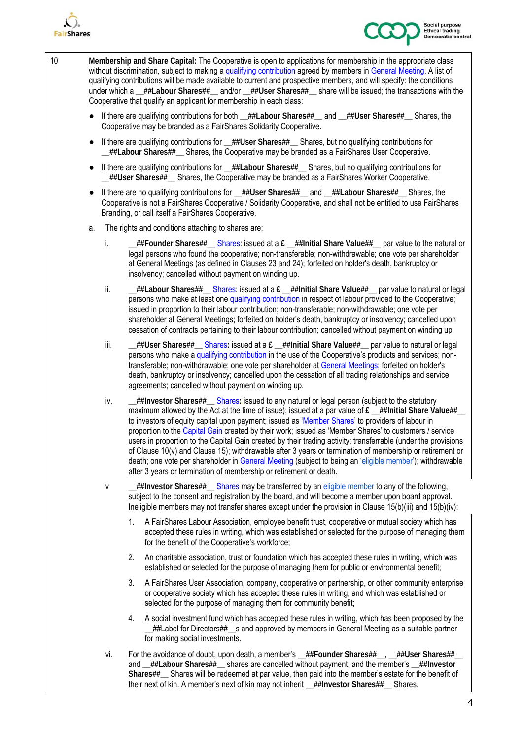10 **Membership and Share Capital:** The Cooperative is open to applications for membership in the appropriate class without discrimination, subject to making a qualifying contribution agreed by members in General Meeting. A list of qualifying contributions will be made available to current and prospective members, and will specify: the conditions under which a **__##Labour Shares##__** and/or **__##User Shares##__** share will be issued; the transactions with the Cooperative that qualify an applicant for membership in each class:

- If there are qualifying contributions for both **__##Labour Shares##__** and **__##User Shares##__** Shares, the Cooperative may be branded as a FairShares Solidarity Cooperative.
- If there are qualifying contributions for **__##User Shares##__** Shares, but no qualifying contributions for **__##Labour Shares##__** Shares, the Cooperative may be branded as a FairShares User Cooperative.
- If there are qualifying contributions for **__##Labour Shares##__** Shares, but no qualifying contributions for **__##User Shares##__** Shares, the Cooperative may be branded as a FairShares Worker Cooperative.
- If there are no qualifying contributions for **__##User Shares##__** and **__##Labour Shares##__** Shares, the Cooperative is not a FairShares Cooperative / Solidarity Cooperative, and shall not be entitled to use FairShares Branding, or call itself a FairShares Cooperative.

a. The rights and conditions attaching to shares are:

i. **__##Founder Shares##__** Shares: issued at a **£ __##Initial Share Value##__** par value to the natural or legal persons who found the cooperative; non-transferable; non-withdrawable; one vote per shareholder at General Meetings (as defined in Clauses 23 and 24); forfeited on holder's death, bankruptcy or insolvency; cancelled without payment on winding up.

ii. **__##Labour Shares##__** Shares: issued at a **£ __##Initial Share Value##__** par value to natural or legal persons who make at least one qualifying contribution in respect of labour provided to the Cooperative; issued in proportion to their labour contribution; non-transferable; non-withdrawable; one vote per shareholder at General Meetings; forfeited on holder's death, bankruptcy or insolvency; cancelled upon cessation of contracts pertaining to their labour contribution; cancelled without payment on winding up.

iii. **__##User Shares##__** Shares: issued at a **£ __##Initial Share Value##__** par value to natural or legal persons who make a qualifying contribution in the use of the Cooperative's products and services; non-transferable; non-withdrawable; one vote per shareholder at General Meetings; forfeited on holder's death, bankruptcy or insolvency; cancelled upon the cessation of all trading relationships and service agreements; cancelled without payment on winding up.

iv. **__##Investor Shares##__** Shares**:** issued to any natural or legal person (subject to the statutory maximum allowed by the Act at the time of issue); issued at a par value of **£ __##Initial Share Value##__** to investors of equity capital upon payment; issued as 'Member Shares' to providers of labour in proportion to the Capital Gain created by their work; issued as 'Member Shares' to customers / service users in proportion to the Capital Gain created by their trading activity; transferrable (under the provisions of Clause 10(v) and Clause 15); withdrawable after 3 years or termination of membership or retirement or death; one vote per shareholder in General Meeting (subject to being an 'eligible member'); withdrawable after 3 years or termination of membership or retirement or death.

v **__##Investor Shares##__** Shares may be transferred by an eligible member to any of the following, subject to the consent and registration by the board, and will become a member upon board approval. Ineligible members may not transfer shares except under the provision in Clause 15(b)(iii) and 15(b)(iv):

1. A FairShares Labour Association, employee benefit trust, cooperative or mutual society which has accepted these rules in writing, which was established or selected for the purpose of managing them for the benefit of the Cooperative's workforce;
2. An charitable association, trust or foundation which has accepted these rules in writing, which was established or selected for the purpose of managing them for public or environmental benefit;
3. A FairShares User Association, company, cooperative or partnership, or other community enterprise or cooperative society which has accepted these rules in writing, and which was established or selected for the purpose of managing them for community benefit;
4. A social investment fund which has accepted these rules in writing, which has been proposed by the __##Label for Directors##__s and approved by members in General Meeting as a suitable partner for making social investments.

vi. For the avoidance of doubt, upon death, a member's **__##Founder Shares##__**, **__##User Shares##__** and **__##Labour Shares##__** shares are cancelled without payment, and the member's **__##Investor Shares##__** Shares will be redeemed at par value, then paid into the member's estate for the benefit of their next of kin. A member's next of kin may not inherit **__##Investor Shares##__** Shares.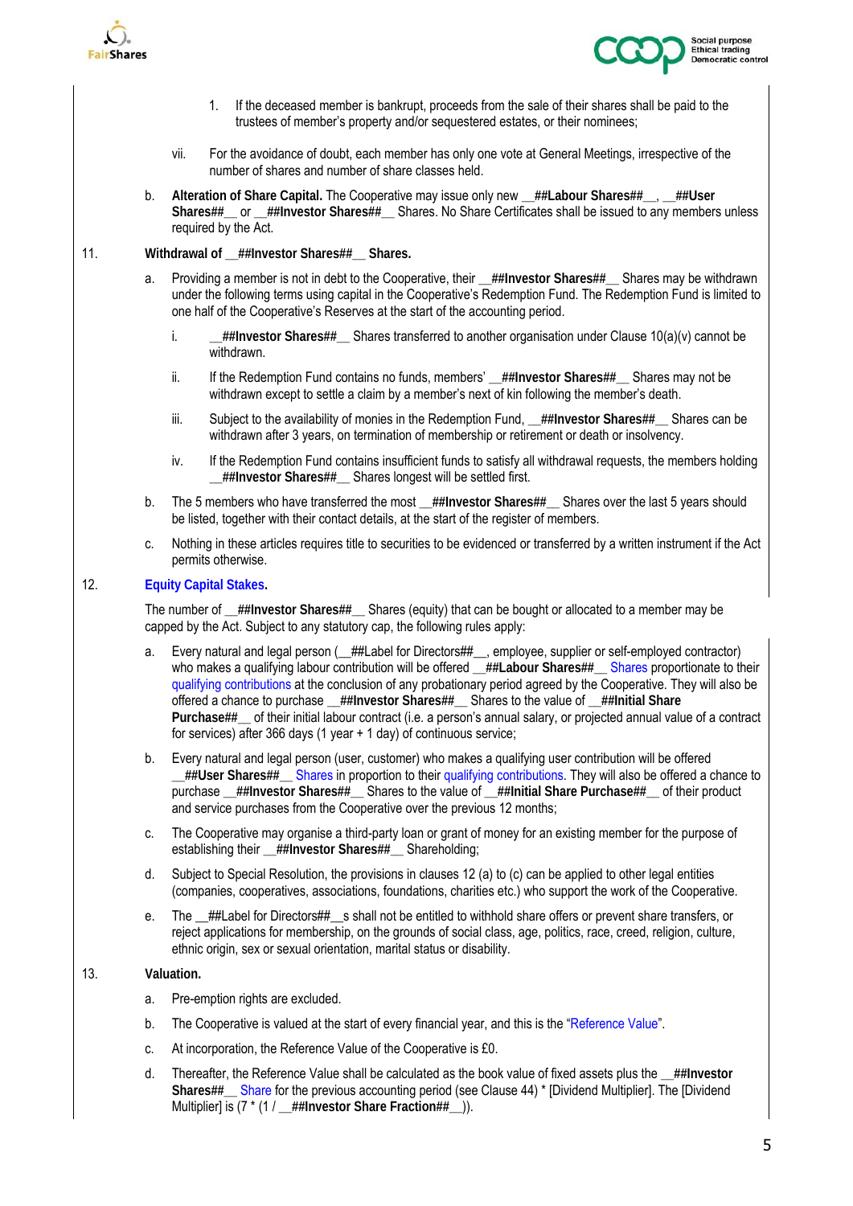1. If the deceased member is bankrupt, proceeds from the sale of their shares shall be paid to the trustees of member's property and/or sequestered estates, or their nominees;

vii. For the avoidance of doubt, each member has only one vote at General Meetings, irrespective of the number of shares and number of share classes held.

b. **Alteration of Share Capital.** The Cooperative may issue only new __**##Labour Shares##**__, __**##User Shares##**__ or __**##Investor Shares##**__ Shares. No Share Certificates shall be issued to any members unless required by the Act.

11. **Withdrawal of __##Investor Shares##__ Shares.**

a. Providing a member is not in debt to the Cooperative, their __**##Investor Shares##**__ Shares may be withdrawn under the following terms using capital in the Cooperative's Redemption Fund. The Redemption Fund is limited to one half of the Cooperative's Reserves at the start of the accounting period.

i. __**##Investor Shares##**__ Shares transferred to another organisation under Clause 10(a)(v) cannot be withdrawn.

ii. If the Redemption Fund contains no funds, members' __**##Investor Shares##**__ Shares may not be withdrawn except to settle a claim by a member's next of kin following the member's death.

iii. Subject to the availability of monies in the Redemption Fund, __**##Investor Shares##**__ Shares can be withdrawn after 3 years, on termination of membership or retirement or death or insolvency.

iv. If the Redemption Fund contains insufficient funds to satisfy all withdrawal requests, the members holding __**##Investor Shares##**__ Shares longest will be settled first.

b. The 5 members who have transferred the most __**##Investor Shares##**__ Shares over the last 5 years should be listed, together with their contact details, at the start of the register of members.

c. Nothing in these articles requires title to securities to be evidenced or transferred by a written instrument if the Act permits otherwise.

12. **Equity Capital Stakes.**

The number of __**##Investor Shares##**__ Shares (equity) that can be bought or allocated to a member may be capped by the Act. Subject to any statutory cap, the following rules apply:

a. Every natural and legal person (__##Label for Directors##__, employee, supplier or self-employed contractor) who makes a qualifying labour contribution will be offered __**##Labour Shares##**__ Shares proportionate to their qualifying contributions at the conclusion of any probationary period agreed by the Cooperative. They will also be offered a chance to purchase __**##Investor Shares##**__ Shares to the value of __**##Initial Share Purchase##**__ of their initial labour contract (i.e. a person's annual salary, or projected annual value of a contract for services) after 366 days (1 year + 1 day) of continuous service;

b. Every natural and legal person (user, customer) who makes a qualifying user contribution will be offered __**##User Shares##**__ Shares in proportion to their qualifying contributions. They will also be offered a chance to purchase __**##Investor Shares##**__ Shares to the value of __**##Initial Share Purchase##**__ of their product and service purchases from the Cooperative over the previous 12 months;

c. The Cooperative may organise a third-party loan or grant of money for an existing member for the purpose of establishing their __**##Investor Shares##**__ Shareholding;

d. Subject to Special Resolution, the provisions in clauses 12 (a) to (c) can be applied to other legal entities (companies, cooperatives, associations, foundations, charities etc.) who support the work of the Cooperative.

e. The __##Label for Directors##__s shall not be entitled to withhold share offers or prevent share transfers, or reject applications for membership, on the grounds of social class, age, politics, race, creed, religion, culture, ethnic origin, sex or sexual orientation, marital status or disability.

13. **Valuation.**

a. Pre-emption rights are excluded.

b. The Cooperative is valued at the start of every financial year, and this is the "Reference Value".

c. At incorporation, the Reference Value of the Cooperative is £0.

d. Thereafter, the Reference Value shall be calculated as the book value of fixed assets plus the __**##Investor Shares##**__ Share for the previous accounting period (see Clause 44) * [Dividend Multiplier]. The [Dividend Multiplier] is (7 * (1 / __**##Investor Share Fraction##**__)).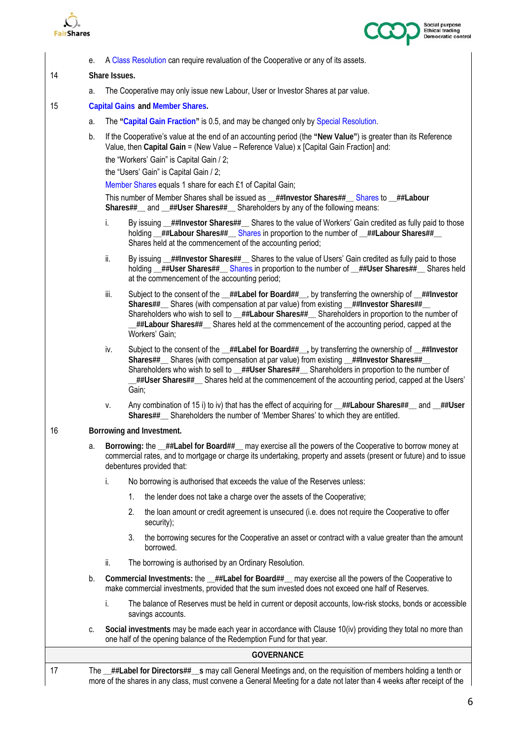e. A Class Resolution can require revaluation of the Cooperative or any of its assets.

**14 Share Issues.**

a. The Cooperative may only issue new Labour, User or Investor Shares at par value.

**15 Capital Gains and Member Shares.**

a. The **"Capital Gain Fraction"** is 0.5, and may be changed only by Special Resolution.

b. If the Cooperative's value at the end of an accounting period (the **"New Value"**) is greater than its Reference Value, then **Capital Gain** = (New Value – Reference Value) x [Capital Gain Fraction] and:

the "Workers' Gain" is Capital Gain / 2;

the "Users' Gain" is Capital Gain / 2;

Member Shares equals 1 share for each £1 of Capital Gain;

This number of Member Shares shall be issued as __**##Investor Shares##**__ Shares to __**##Labour Shares##**__ and __**##User Shares##**__ Shareholders by any of the following means:

i. By issuing __**##Investor Shares##**__ Shares to the value of Workers' Gain credited as fully paid to those holding __**##Labour Shares##**__ Shares in proportion to the number of __**##Labour Shares##**__ Shares held at the commencement of the accounting period;

ii. By issuing __**##Investor Shares##**__ Shares to the value of Users' Gain credited as fully paid to those holding __**##User Shares##**__ Shares in proportion to the number of __**##User Shares##**__ Shares held at the commencement of the accounting period;

iii. Subject to the consent of the __**##Label for Board##**__, by transferring the ownership of __**##Investor Shares##**__ Shares (with compensation at par value) from existing __**##Investor Shares##**__ Shareholders who wish to sell to __**##Labour Shares##**__ Shareholders in proportion to the number of __**##Labour Shares##**__ Shares held at the commencement of the accounting period, capped at the Workers' Gain;

iv. Subject to the consent of the __**##Label for Board##__,** by transferring the ownership of __**##Investor Shares##**__ Shares (with compensation at par value) from existing __**##Investor Shares##**__ Shareholders who wish to sell to __**##User Shares##**__ Shareholders in proportion to the number of __**##User Shares##**__ Shares held at the commencement of the accounting period, capped at the Users' Gain;

v. Any combination of 15 i) to iv) that has the effect of acquiring for __**##Labour Shares##**__ and __**##User Shares##**__ Shareholders the number of 'Member Shares' to which they are entitled.

**16 Borrowing and Investment.**

a. **Borrowing:** the __**##Label for Board##**__ may exercise all the powers of the Cooperative to borrow money at commercial rates, and to mortgage or charge its undertaking, property and assets (present or future) and to issue debentures provided that:

i. No borrowing is authorised that exceeds the value of the Reserves unless:

1. the lender does not take a charge over the assets of the Cooperative;

2. the loan amount or credit agreement is unsecured (i.e. does not require the Cooperative to offer security);

3. the borrowing secures for the Cooperative an asset or contract with a value greater than the amount borrowed.

ii. The borrowing is authorised by an Ordinary Resolution.

b. **Commercial Investments:** the __**##Label for Board##**__ may exercise all the powers of the Cooperative to make commercial investments, provided that the sum invested does not exceed one half of Reserves.

i. The balance of Reserves must be held in current or deposit accounts, low-risk stocks, bonds or accessible savings accounts.

c. **Social investments** may be made each year in accordance with Clause 10(iv) providing they total no more than one half of the opening balance of the Redemption Fund for that year.

## GOVERNANCE

17 The __**##Label for Directors##__s** may call General Meetings and, on the requisition of members holding a tenth or more of the shares in any class, must convene a General Meeting for a date not later than 4 weeks after receipt of the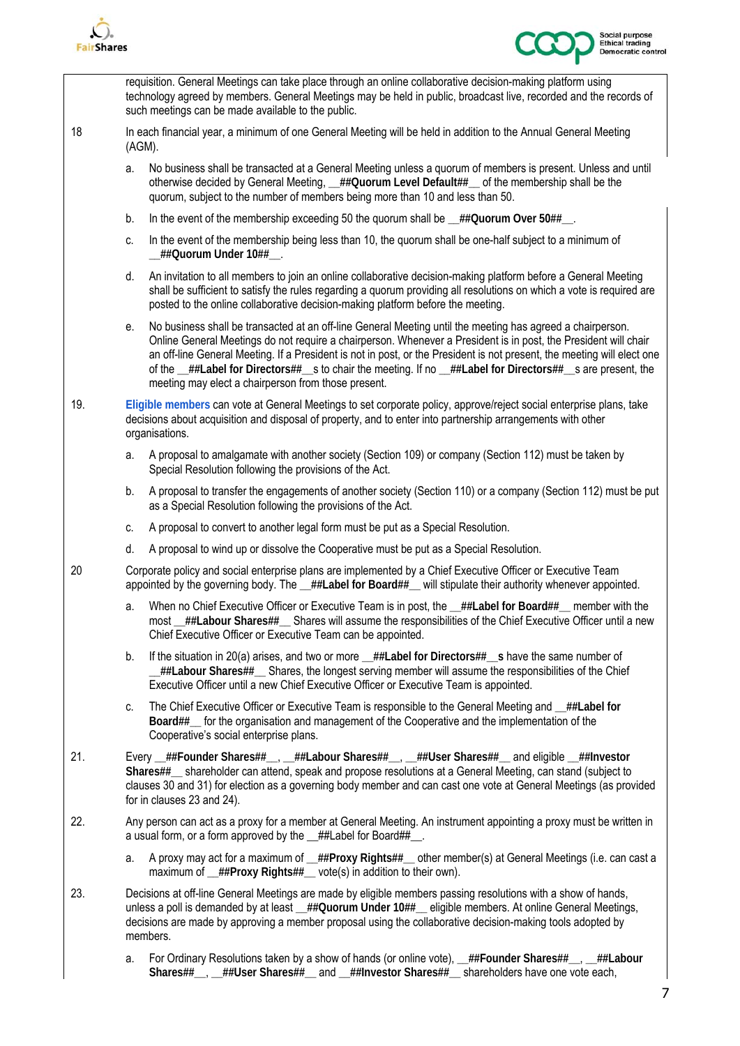requisition. General Meetings can take place through an online collaborative decision-making platform using technology agreed by members. General Meetings may be held in public, broadcast live, recorded and the records of such meetings can be made available to the public.

18 In each financial year, a minimum of one General Meeting will be held in addition to the Annual General Meeting (AGM).

a. No business shall be transacted at a General Meeting unless a quorum of members is present. Unless and until otherwise decided by General Meeting, __**##Quorum Level Default##**__ of the membership shall be the quorum, subject to the number of members being more than 10 and less than 50.

b. In the event of the membership exceeding 50 the quorum shall be __**##Quorum Over 50##**__.

c. In the event of the membership being less than 10, the quorum shall be one-half subject to a minimum of __**##Quorum Under 10##**__.

d. An invitation to all members to join an online collaborative decision-making platform before a General Meeting shall be sufficient to satisfy the rules regarding a quorum providing all resolutions on which a vote is required are posted to the online collaborative decision-making platform before the meeting.

e. No business shall be transacted at an off-line General Meeting until the meeting has agreed a chairperson. Online General Meetings do not require a chairperson. Whenever a President is in post, the President will chair an off-line General Meeting. If a President is not in post, or the President is not present, the meeting will elect one of the __**##Label for Directors##**__s to chair the meeting. If no __**##Label for Directors##**__s are present, the meeting may elect a chairperson from those present.

19. Eligible members can vote at General Meetings to set corporate policy, approve/reject social enterprise plans, take decisions about acquisition and disposal of property, and to enter into partnership arrangements with other organisations.

a. A proposal to amalgamate with another society (Section 109) or company (Section 112) must be taken by Special Resolution following the provisions of the Act.

b. A proposal to transfer the engagements of another society (Section 110) or a company (Section 112) must be put as a Special Resolution following the provisions of the Act.

c. A proposal to convert to another legal form must be put as a Special Resolution.

d. A proposal to wind up or dissolve the Cooperative must be put as a Special Resolution.

20 Corporate policy and social enterprise plans are implemented by a Chief Executive Officer or Executive Team appointed by the governing body. The __**##Label for Board##**__ will stipulate their authority whenever appointed.

a. When no Chief Executive Officer or Executive Team is in post, the __**##Label for Board##**__ member with the most __**##Labour Shares##**__ Shares will assume the responsibilities of the Chief Executive Officer until a new Chief Executive Officer or Executive Team can be appointed.

b. If the situation in 20(a) arises, and two or more __**##Label for Directors##__s** have the same number of __**##Labour Shares##**__ Shares, the longest serving member will assume the responsibilities of the Chief Executive Officer until a new Chief Executive Officer or Executive Team is appointed.

c. The Chief Executive Officer or Executive Team is responsible to the General Meeting and __**##Label for Board##**__ for the organisation and management of the Cooperative and the implementation of the Cooperative's social enterprise plans.

21. Every __**##Founder Shares##**__, __**##Labour Shares##**__, __**##User Shares##**__ and eligible __**##Investor Shares##**__ shareholder can attend, speak and propose resolutions at a General Meeting, can stand (subject to clauses 30 and 31) for election as a governing body member and can cast one vote at General Meetings (as provided for in clauses 23 and 24).

22. Any person can act as a proxy for a member at General Meeting. An instrument appointing a proxy must be written in a usual form, or a form approved by the __##Label for Board##__.

a. A proxy may act for a maximum of __**##Proxy Rights##**__ other member(s) at General Meetings (i.e. can cast a maximum of __**##Proxy Rights##**__ vote(s) in addition to their own).

23. Decisions at off-line General Meetings are made by eligible members passing resolutions with a show of hands, unless a poll is demanded by at least __**##Quorum Under 10##**__ eligible members. At online General Meetings, decisions are made by approving a member proposal using the collaborative decision-making tools adopted by members.

a. For Ordinary Resolutions taken by a show of hands (or online vote), __**##Founder Shares##**__, __**##Labour Shares##**__, __**##User Shares##**__ and __**##Investor Shares##**__ shareholders have one vote each,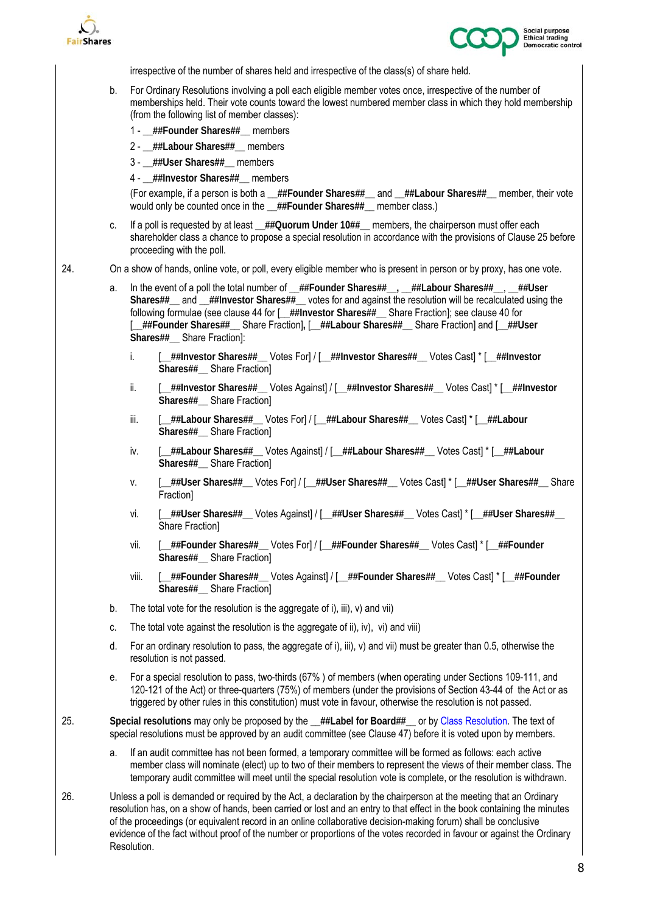irrespective of the number of shares held and irrespective of the class(s) of share held.

b. For Ordinary Resolutions involving a poll each eligible member votes once, irrespective of the number of memberships held. Their vote counts toward the lowest numbered member class in which they hold membership (from the following list of member classes):

1 - __**##Founder Shares##**__ members

2 - __**##Labour Shares##**__ members

3 - __**##User Shares##**__ members

4 - __**##Investor Shares##**__ members

(For example, if a person is both a __**##Founder Shares##**__ and __**##Labour Shares##**__ member, their vote would only be counted once in the __**##Founder Shares##**__ member class.)

c. If a poll is requested by at least __**##Quorum Under 10##**__ members, the chairperson must offer each shareholder class a chance to propose a special resolution in accordance with the provisions of Clause 25 before proceeding with the poll.

24. On a show of hands, online vote, or poll, every eligible member who is present in person or by proxy, has one vote.

a. In the event of a poll the total number of __**##Founder Shares##**__**,** __**##Labour Shares##**__, __**##User Shares##**__ and __**##Investor Shares##**__ votes for and against the resolution will be recalculated using the following formulae (see clause 44 for [__**##Investor Shares##**__ Share Fraction]; see clause 40 for [__**##Founder Shares##**__ Share Fraction], [__**##Labour Shares##**__ Share Fraction] and [__**##User Shares##**__ Share Fraction]:

   i. [__**##Investor Shares##**__ Votes For] / [__**##Investor Shares##**__ Votes Cast] * [__**##Investor Shares##**__ Share Fraction]

   ii. [__**##Investor Shares##**__ Votes Against] / [__**##Investor Shares##**__ Votes Cast] * [__**##Investor Shares##**__ Share Fraction]

   iii. [__**##Labour Shares##**__ Votes For] / [__**##Labour Shares##**__ Votes Cast] * [__**##Labour Shares##**__ Share Fraction]

   iv. [__**##Labour Shares##**__ Votes Against] / [__**##Labour Shares##**__ Votes Cast] * [__**##Labour Shares##**__ Share Fraction]

   v. [__**##User Shares##**__ Votes For] / [__**##User Shares##**__ Votes Cast] * [__**##User Shares##**__ Share Fraction]

   vi. [__**##User Shares##**__ Votes Against] / [__**##User Shares##**__ Votes Cast] * [__**##User Shares##**__ Share Fraction]

   vii. [__**##Founder Shares##**__ Votes For] / [__**##Founder Shares##**__ Votes Cast] * [__**##Founder Shares##**__ Share Fraction]

   viii. [__**##Founder Shares##**__ Votes Against] / [__**##Founder Shares##**__ Votes Cast] * [__**##Founder Shares##**__ Share Fraction]

b. The total vote for the resolution is the aggregate of i), iii), v) and vii)

c. The total vote against the resolution is the aggregate of ii), iv), vi) and viii)

d. For an ordinary resolution to pass, the aggregate of i), iii), v) and vii) must be greater than 0.5, otherwise the resolution is not passed.

e. For a special resolution to pass, two-thirds (67% ) of members (when operating under Sections 109-111, and 120-121 of the Act) or three-quarters (75%) of members (under the provisions of Section 43-44 of the Act or as triggered by other rules in this constitution) must vote in favour, otherwise the resolution is not passed.

25. **Special resolutions** may only be proposed by the __**##Label for Board##**__ or by Class Resolution. The text of special resolutions must be approved by an audit committee (see Clause 47) before it is voted upon by members.

a. If an audit committee has not been formed, a temporary committee will be formed as follows: each active member class will nominate (elect) up to two of their members to represent the views of their member class. The temporary audit committee will meet until the special resolution vote is complete, or the resolution is withdrawn.

26. Unless a poll is demanded or required by the Act, a declaration by the chairperson at the meeting that an Ordinary resolution has, on a show of hands, been carried or lost and an entry to that effect in the book containing the minutes of the proceedings (or equivalent record in an online collaborative decision-making forum) shall be conclusive evidence of the fact without proof of the number or proportions of the votes recorded in favour or against the Ordinary Resolution.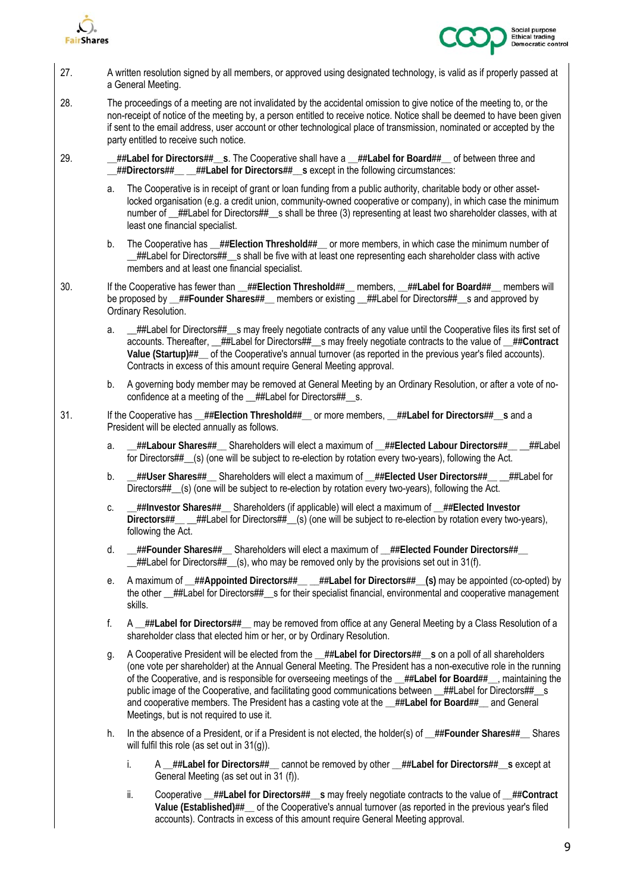27. A written resolution signed by all members, or approved using designated technology, is valid as if properly passed at a General Meeting.

28. The proceedings of a meeting are not invalidated by the accidental omission to give notice of the meeting to, or the non-receipt of notice of the meeting by, a person entitled to receive notice. Notice shall be deemed to have been given if sent to the email address, user account or other technological place of transmission, nominated or accepted by the party entitled to receive such notice.

29. __**##Label for Directors##__s**. The Cooperative shall have a __**##Label for Board##__** of between three and __**##Directors##__** __**##Label for Directors##__s** except in the following circumstances:

    a. The Cooperative is in receipt of grant or loan funding from a public authority, charitable body or other asset-locked organisation (e.g. a credit union, community-owned cooperative or company), in which case the minimum number of __##Label for Directors##__s shall be three (3) representing at least two shareholder classes, with at least one financial specialist.

    b. The Cooperative has __**##Election Threshold##__** or more members, in which case the minimum number of __##Label for Directors##__s shall be five with at least one representing each shareholder class with active members and at least one financial specialist.

30. If the Cooperative has fewer than __**##Election Threshold##__** members, __**##Label for Board##__** members will be proposed by __**##Founder Shares##__** members or existing __##Label for Directors##__s and approved by Ordinary Resolution.

    a. __##Label for Directors##__s may freely negotiate contracts of any value until the Cooperative files its first set of accounts. Thereafter, __##Label for Directors##__s may freely negotiate contracts to the value of __**##Contract Value (Startup)##__** of the Cooperative's annual turnover (as reported in the previous year's filed accounts). Contracts in excess of this amount require General Meeting approval.

    b. A governing body member may be removed at General Meeting by an Ordinary Resolution, or after a vote of no-confidence at a meeting of the __##Label for Directors##__s.

31. If the Cooperative has __**##Election Threshold##__** or more members, __**##Label for Directors##__s** and a President will be elected annually as follows.

    a. __**##Labour Shares##__** Shareholders will elect a maximum of __**##Elected Labour Directors##__** __##Label for Directors##__(s) (one will be subject to re-election by rotation every two-years), following the Act.

    b. __**##User Shares##__** Shareholders will elect a maximum of __**##Elected User Directors##__** __##Label for Directors##__(s) (one will be subject to re-election by rotation every two-years), following the Act.

    c. __**##Investor Shares##__** Shareholders (if applicable) will elect a maximum of __**##Elected Investor Directors##__** __##Label for Directors##__(s) (one will be subject to re-election by rotation every two-years), following the Act.

    d. __**##Founder Shares##__** Shareholders will elect a maximum of __**##Elected Founder Directors##__** __##Label for Directors##__(s), who may be removed only by the provisions set out in 31(f).

    e. A maximum of __**##Appointed Directors##__** __**##Label for Directors##__(s)** may be appointed (co-opted) by the other __##Label for Directors##__s for their specialist financial, environmental and cooperative management skills.

    f. A __**##Label for Directors##__** may be removed from office at any General Meeting by a Class Resolution of a shareholder class that elected him or her, or by Ordinary Resolution.

    g. A Cooperative President will be elected from the __**##Label for Directors##__s** on a poll of all shareholders (one vote per shareholder) at the Annual General Meeting. The President has a non-executive role in the running of the Cooperative, and is responsible for overseeing meetings of the __**##Label for Board##__**, maintaining the public image of the Cooperative, and facilitating good communications between __##Label for Directors##__s and cooperative members. The President has a casting vote at the __**##Label for Board##__** and General Meetings, but is not required to use it.

    h. In the absence of a President, or if a President is not elected, the holder(s) of __**##Founder Shares##__** Shares will fulfil this role (as set out in 31(g)).

        i. A __**##Label for Directors##__** cannot be removed by other __**##Label for Directors##__s** except at General Meeting (as set out in 31 (f)).

        ii. Cooperative __**##Label for Directors##__s** may freely negotiate contracts to the value of __**##Contract Value (Established)##__** of the Cooperative's annual turnover (as reported in the previous year's filed accounts). Contracts in excess of this amount require General Meeting approval.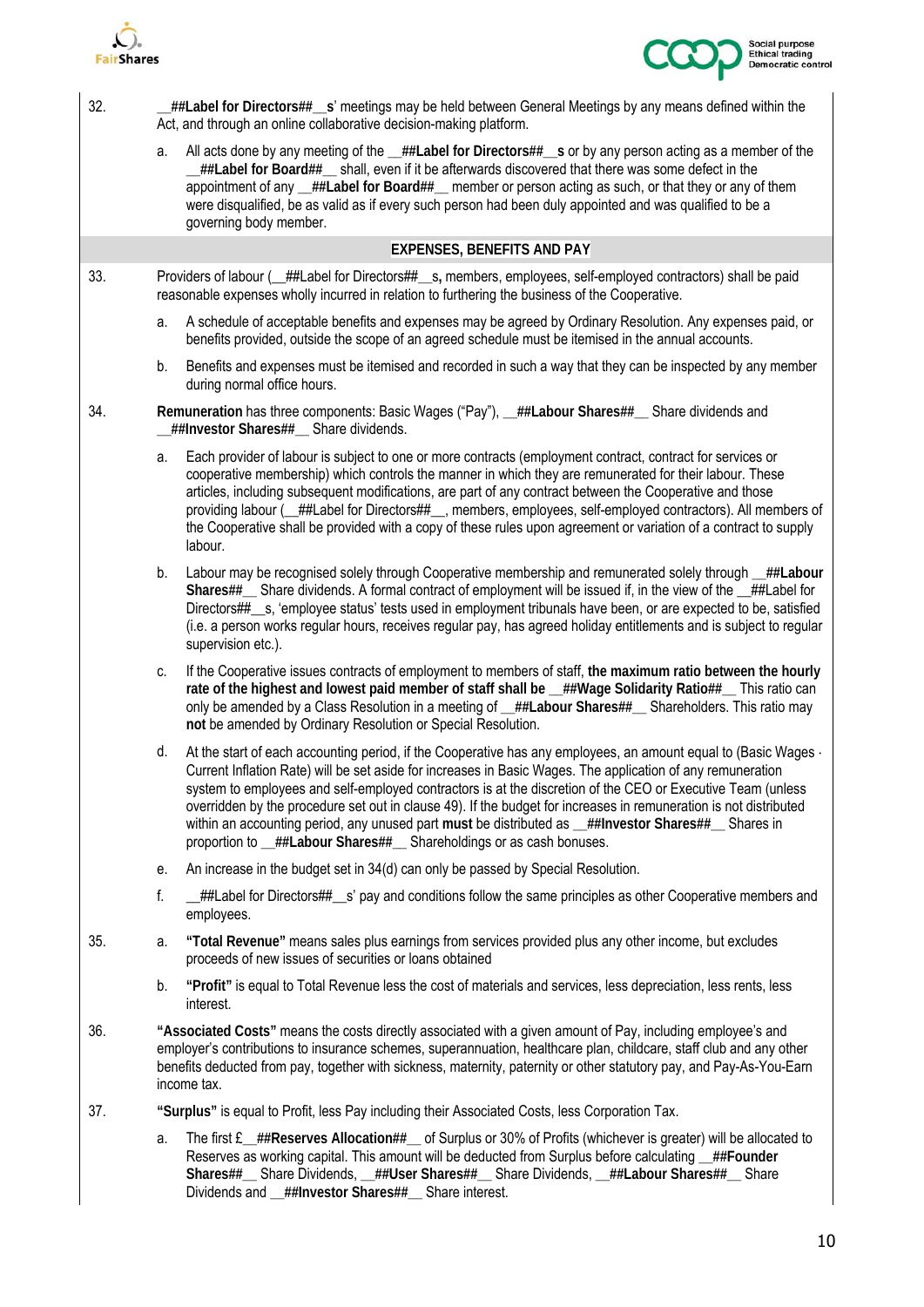32. __##**Label for Directors**##__**s**' meetings may be held between General Meetings by any means defined within the Act, and through an online collaborative decision-making platform.

   a. All acts done by any meeting of the __##**Label for Directors**##__**s** or by any person acting as a member of the __##**Label for Board**##__ shall, even if it be afterwards discovered that there was some defect in the appointment of any __##**Label for Board**##__ member or person acting as such, or that they or any of them were disqualified, be as valid as if every such person had been duly appointed and was qualified to be a governing body member.

## EXPENSES, BENEFITS AND PAY

33. Providers of labour (__##Label for Directors##__**s,** members, employees, self-employed contractors) shall be paid reasonable expenses wholly incurred in relation to furthering the business of the Cooperative.

   a. A schedule of acceptable benefits and expenses may be agreed by Ordinary Resolution. Any expenses paid, or benefits provided, outside the scope of an agreed schedule must be itemised in the annual accounts.

   b. Benefits and expenses must be itemised and recorded in such a way that they can be inspected by any member during normal office hours.

34. **Remuneration** has three components: Basic Wages ("Pay"), __##**Labour Shares**##__ Share dividends and __##**Investor Shares**##__ Share dividends.

   a. Each provider of labour is subject to one or more contracts (employment contract, contract for services or cooperative membership) which controls the manner in which they are remunerated for their labour. These articles, including subsequent modifications, are part of any contract between the Cooperative and those providing labour (__##Label for Directors##__, members, employees, self-employed contractors). All members of the Cooperative shall be provided with a copy of these rules upon agreement or variation of a contract to supply labour.

   b. Labour may be recognised solely through Cooperative membership and remunerated solely through __##**Labour Shares**##__ Share dividends. A formal contract of employment will be issued if, in the view of the __##Label for Directors##__s, 'employee status' tests used in employment tribunals have been, or are expected to be, satisfied (i.e. a person works regular hours, receives regular pay, has agreed holiday entitlements and is subject to regular supervision etc.).

   c. If the Cooperative issues contracts of employment to members of staff, **the maximum ratio between the hourly rate of the highest and lowest paid member of staff shall be** __##**Wage Solidarity Ratio**##__ This ratio can only be amended by a Class Resolution in a meeting of __##**Labour Shares**##__ Shareholders. This ratio may **not** be amended by Ordinary Resolution or Special Resolution.

   d. At the start of each accounting period, if the Cooperative has any employees, an amount equal to (Basic Wages · Current Inflation Rate) will be set aside for increases in Basic Wages. The application of any remuneration system to employees and self-employed contractors is at the discretion of the CEO or Executive Team (unless overridden by the procedure set out in clause 49). If the budget for increases in remuneration is not distributed within an accounting period, any unused part **must** be distributed as __##**Investor Shares**##__ Shares in proportion to __##**Labour Shares**##__ Shareholdings or as cash bonuses.

   e. An increase in the budget set in 34(d) can only be passed by Special Resolution.

   f. __##Label for Directors##__s' pay and conditions follow the same principles as other Cooperative members and employees.

35. a. **"Total Revenue"** means sales plus earnings from services provided plus any other income, but excludes proceeds of new issues of securities or loans obtained

   b. **"Profit"** is equal to Total Revenue less the cost of materials and services, less depreciation, less rents, less interest.

36. **"Associated Costs"** means the costs directly associated with a given amount of Pay, including employee's and employer's contributions to insurance schemes, superannuation, healthcare plan, childcare, staff club and any other benefits deducted from pay, together with sickness, maternity, paternity or other statutory pay, and Pay-As-You-Earn income tax.

37. **"Surplus"** is equal to Profit, less Pay including their Associated Costs, less Corporation Tax.

   a. The first £__##**Reserves Allocation**##__ of Surplus or 30% of Profits (whichever is greater) will be allocated to Reserves as working capital. This amount will be deducted from Surplus before calculating __##**Founder Shares**##__ Share Dividends, __##**User Shares**##__ Share Dividends, __##**Labour Shares**##__ Share Dividends and __##**Investor Shares**##__ Share interest.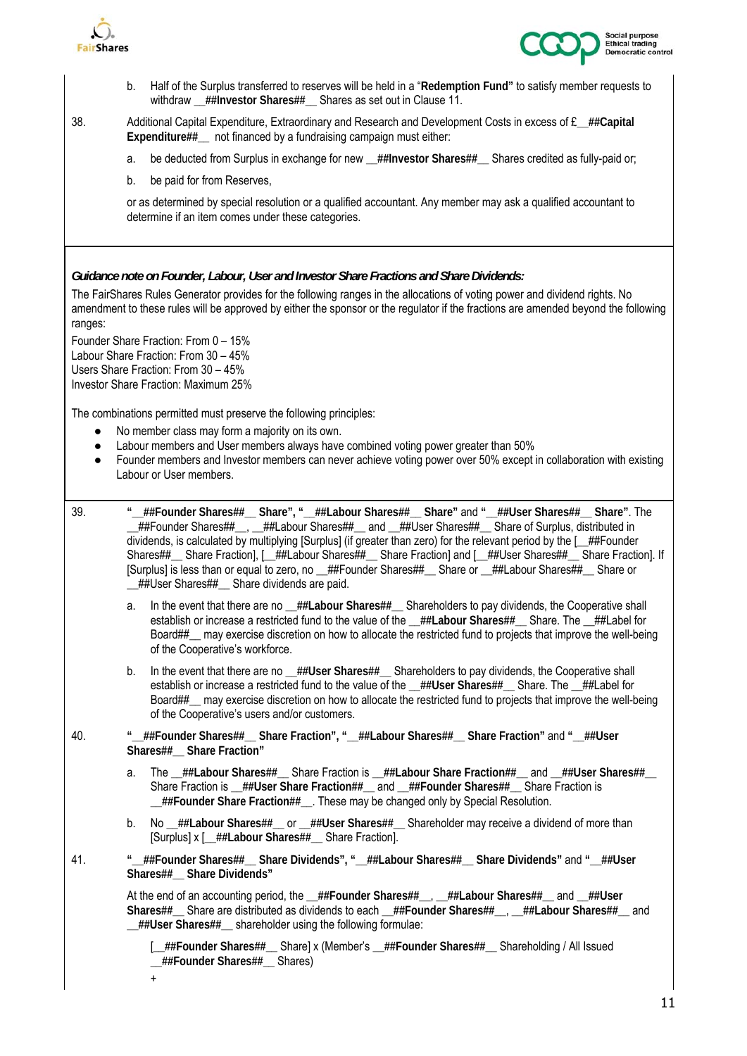b. Half of the Surplus transferred to reserves will be held in a "**Redemption Fund"** to satisfy member requests to withdraw __**##Investor Shares##**__ Shares as set out in Clause 11.

38. Additional Capital Expenditure, Extraordinary and Research and Development Costs in excess of £__**##Capital Expenditure##**__ not financed by a fundraising campaign must either:

a. be deducted from Surplus in exchange for new __**##Investor Shares##**__ Shares credited as fully-paid or;

b. be paid for from Reserves,

or as determined by special resolution or a qualified accountant. Any member may ask a qualified accountant to determine if an item comes under these categories.

***Guidance note on Founder, Labour, User and Investor Share Fractions and Share Dividends:***

The FairShares Rules Generator provides for the following ranges in the allocations of voting power and dividend rights. No amendment to these rules will be approved by either the sponsor or the regulator if the fractions are amended beyond the following ranges:

Founder Share Fraction: From 0 – 15%
Labour Share Fraction: From 30 – 45%
Users Share Fraction: From 30 – 45%
Investor Share Fraction: Maximum 25%

The combinations permitted must preserve the following principles:

- No member class may form a majority on its own.
- Labour members and User members always have combined voting power greater than 50%
- Founder members and Investor members can never achieve voting power over 50% except in collaboration with existing Labour or User members.

39. **"__##Founder Shares##__ Share", "__##Labour Shares##__ Share"** and **"__##User Shares##__ Share"**. The __##Founder Shares##__, __##Labour Shares##__ and __##User Shares##__ Share of Surplus, distributed in dividends, is calculated by multiplying [Surplus] (if greater than zero) for the relevant period by the [__##Founder Shares##__ Share Fraction], [__##Labour Shares##__ Share Fraction] and [__##User Shares##__ Share Fraction]. If [Surplus] is less than or equal to zero, no __##Founder Shares##__ Share or __##Labour Shares##__ Share or __##User Shares##__ Share dividends are paid.

a. In the event that there are no __**##Labour Shares##**__ Shareholders to pay dividends, the Cooperative shall establish or increase a restricted fund to the value of the __**##Labour Shares##**__ Share. The __##Label for Board##__ may exercise discretion on how to allocate the restricted fund to projects that improve the well-being of the Cooperative's workforce.

b. In the event that there are no __**##User Shares##**__ Shareholders to pay dividends, the Cooperative shall establish or increase a restricted fund to the value of the __**##User Shares##**__ Share. The __##Label for Board##__ may exercise discretion on how to allocate the restricted fund to projects that improve the well-being of the Cooperative's users and/or customers.

40. **"__##Founder Shares##__ Share Fraction", "__##Labour Shares##__ Share Fraction"** and **"__##User Shares##__ Share Fraction"**

a. The __**##Labour Shares##**__ Share Fraction is __**##Labour Share Fraction##**__ and __**##User Shares##**__ Share Fraction is __**##User Share Fraction##**__ and __**##Founder Shares##**__ Share Fraction is __**##Founder Share Fraction##**__. These may be changed only by Special Resolution.

b. No __**##Labour Shares##**__ or __**##User Shares##**__ Shareholder may receive a dividend of more than [Surplus] x [__**##Labour Shares##**__ Share Fraction].

41. **"__##Founder Shares##__ Share Dividends", "__##Labour Shares##__ Share Dividends"** and **"__##User Shares##__ Share Dividends"**

At the end of an accounting period, the __**##Founder Shares##**__, __**##Labour Shares##**__ and __**##User Shares##**__ Share are distributed as dividends to each __**##Founder Shares##**__, __**##Labour Shares##**__ and __**##User Shares##**__ shareholder using the following formulae:

[__**##Founder Shares##**__ Share] x (Member's __**##Founder Shares##**__ Shareholding / All Issued __**##Founder Shares##**__ Shares)

+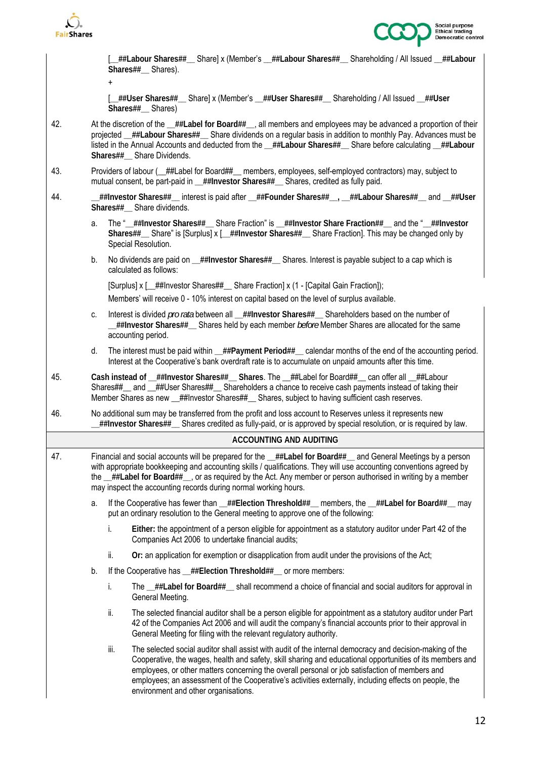[__**##Labour Shares##**__ Share] x (Member's __**##Labour Shares##**__ Shareholding / All Issued __**##Labour Shares##**__ Shares).

+

[__**##User Shares##**__ Share] x (Member's __**##User Shares##**__ Shareholding / All Issued __**##User Shares##**__ Shares)

42. At the discretion of the __**##Label for Board##**__, all members and employees may be advanced a proportion of their projected __**##Labour Shares##**__ Share dividends on a regular basis in addition to monthly Pay. Advances must be listed in the Annual Accounts and deducted from the __**##Labour Shares##**__ Share before calculating __**##Labour Shares##**__ Share Dividends.

43. Providers of labour (__##Label for Board##__ members, employees, self-employed contractors) may, subject to mutual consent, be part-paid in __**##Investor Shares##**__ Shares, credited as fully paid.

44. __**##Investor Shares##**__ interest is paid after __**##Founder Shares##**__, __**##Labour Shares##**__ and __**##User Shares##**__ Share dividends.

    a. The "__**##Investor Shares##**__ Share Fraction" is __**##Investor Share Fraction##**__ and the "__**##Investor Shares##**__ Share" is [Surplus] x [__**##Investor Shares##**__ Share Fraction]. This may be changed only by Special Resolution.

    b. No dividends are paid on __**##Investor Shares##**__ Shares. Interest is payable subject to a cap which is calculated as follows:

       [Surplus] x [__##Investor Shares##__ Share Fraction] x (1 - [Capital Gain Fraction]);

       Members' will receive 0 - 10% interest on capital based on the level of surplus available.

    c. Interest is divided *pro rata* between all __**##Investor Shares##**__ Shareholders based on the number of __**##Investor Shares##**__ Shares held by each member *before* Member Shares are allocated for the same accounting period.

    d. The interest must be paid within __**##Payment Period##**__ calendar months of the end of the accounting period. Interest at the Cooperative's bank overdraft rate is to accumulate on unpaid amounts after this time.

45. **Cash instead of __##Investor Shares##__ Shares**. The __##Label for Board##__ can offer all __##Labour Shares##__ and __##User Shares##__ Shareholders a chance to receive cash payments instead of taking their Member Shares as new __##Investor Shares##__ Shares, subject to having sufficient cash reserves.

46. No additional sum may be transferred from the profit and loss account to Reserves unless it represents new __**##Investor Shares##**__ Shares credited as fully-paid, or is approved by special resolution, or is required by law.

## ACCOUNTING AND AUDITING

47. Financial and social accounts will be prepared for the __**##Label for Board##**__ and General Meetings by a person with appropriate bookkeeping and accounting skills / qualifications. They will use accounting conventions agreed by the __**##Label for Board##**__, or as required by the Act. Any member or person authorised in writing by a member may inspect the accounting records during normal working hours.

    a. If the Cooperative has fewer than __**##Election Threshold##**__ members, the __**##Label for Board##**__ may put an ordinary resolution to the General meeting to approve one of the following:

       i. **Either:** the appointment of a person eligible for appointment as a statutory auditor under Part 42 of the Companies Act 2006 to undertake financial audits;

       ii. **Or:** an application for exemption or disapplication from audit under the provisions of the Act;

    b. If the Cooperative has __**##Election Threshold##**__ or more members:

       i. The __**##Label for Board##**__ shall recommend a choice of financial and social auditors for approval in General Meeting.

       ii. The selected financial auditor shall be a person eligible for appointment as a statutory auditor under Part 42 of the Companies Act 2006 and will audit the company's financial accounts prior to their approval in General Meeting for filing with the relevant regulatory authority.

       iii. The selected social auditor shall assist with audit of the internal democracy and decision-making of the Cooperative, the wages, health and safety, skill sharing and educational opportunities of its members and employees, or other matters concerning the overall personal or job satisfaction of members and employees; an assessment of the Cooperative's activities externally, including effects on people, the environment and other organisations.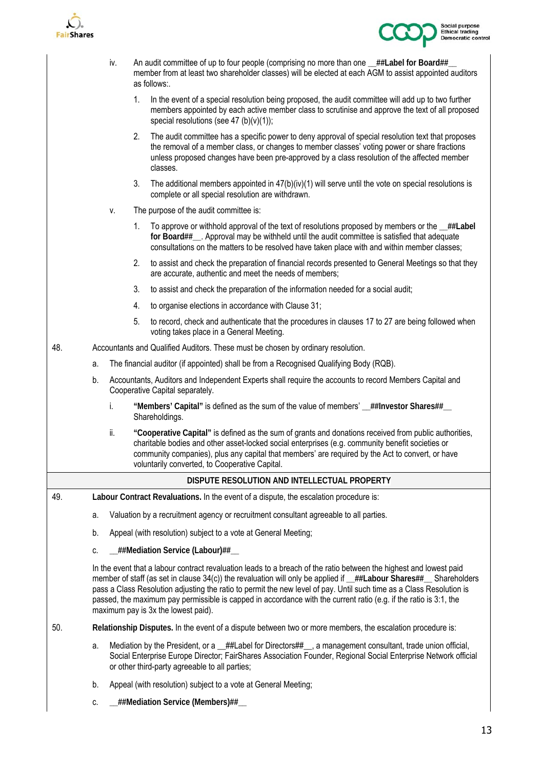iv. An audit committee of up to four people (comprising no more than one __**##Label for Board##**__ member from at least two shareholder classes) will be elected at each AGM to assist appointed auditors as follows:.

1. In the event of a special resolution being proposed, the audit committee will add up to two further members appointed by each active member class to scrutinise and approve the text of all proposed special resolutions (see 47 (b)(v)(1));
2. The audit committee has a specific power to deny approval of special resolution text that proposes the removal of a member class, or changes to member classes' voting power or share fractions unless proposed changes have been pre-approved by a class resolution of the affected member classes.
3. The additional members appointed in 47(b)(iv)(1) will serve until the vote on special resolutions is complete or all special resolution are withdrawn.

v. The purpose of the audit committee is:

1. To approve or withhold approval of the text of resolutions proposed by members or the __**##Label for Board##**__. Approval may be withheld until the audit committee is satisfied that adequate consultations on the matters to be resolved have taken place with and within member classes;
2. to assist and check the preparation of financial records presented to General Meetings so that they are accurate, authentic and meet the needs of members;
3. to assist and check the preparation of the information needed for a social audit;
4. to organise elections in accordance with Clause 31;
5. to record, check and authenticate that the procedures in clauses 17 to 27 are being followed when voting takes place in a General Meeting.

48. Accountants and Qualified Auditors. These must be chosen by ordinary resolution.

a. The financial auditor (if appointed) shall be from a Recognised Qualifying Body (RQB).

b. Accountants, Auditors and Independent Experts shall require the accounts to record Members Capital and Cooperative Capital separately.

i. **"Members' Capital"** is defined as the sum of the value of members' __**##Investor Shares##**__ Shareholdings.

ii. **"Cooperative Capital"** is defined as the sum of grants and donations received from public authorities, charitable bodies and other asset-locked social enterprises (e.g. community benefit societies or community companies), plus any capital that members' are required by the Act to convert, or have voluntarily converted, to Cooperative Capital.

## DISPUTE RESOLUTION AND INTELLECTUAL PROPERTY

49. **Labour Contract Revaluations.** In the event of a dispute, the escalation procedure is:

a. Valuation by a recruitment agency or recruitment consultant agreeable to all parties.

b. Appeal (with resolution) subject to a vote at General Meeting;

c. __**##Mediation Service (Labour)##**__

In the event that a labour contract revaluation leads to a breach of the ratio between the highest and lowest paid member of staff (as set in clause 34(c)) the revaluation will only be applied if __**##Labour Shares##**__ Shareholders pass a Class Resolution adjusting the ratio to permit the new level of pay. Until such time as a Class Resolution is passed, the maximum pay permissible is capped in accordance with the current ratio (e.g. if the ratio is 3:1, the maximum pay is 3x the lowest paid).

50. **Relationship Disputes.** In the event of a dispute between two or more members, the escalation procedure is:

a. Mediation by the President, or a __##Label for Directors##__, a management consultant, trade union official, Social Enterprise Europe Director; FairShares Association Founder, Regional Social Enterprise Network official or other third-party agreeable to all parties;

b. Appeal (with resolution) subject to a vote at General Meeting;

c. __**##Mediation Service (Members)##**__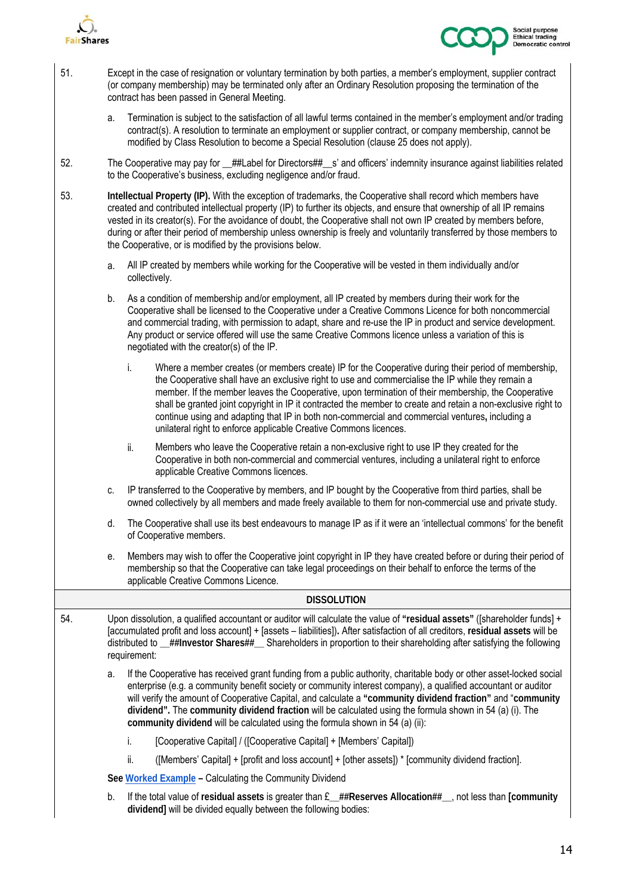51. Except in the case of resignation or voluntary termination by both parties, a member's employment, supplier contract (or company membership) may be terminated only after an Ordinary Resolution proposing the termination of the contract has been passed in General Meeting.

    a. Termination is subject to the satisfaction of all lawful terms contained in the member's employment and/or trading contract(s). A resolution to terminate an employment or supplier contract, or company membership, cannot be modified by Class Resolution to become a Special Resolution (clause 25 does not apply).

52. The Cooperative may pay for __##Label for Directors##__s' and officers' indemnity insurance against liabilities related to the Cooperative's business, excluding negligence and/or fraud.

53. **Intellectual Property (IP).** With the exception of trademarks, the Cooperative shall record which members have created and contributed intellectual property (IP) to further its objects, and ensure that ownership of all IP remains vested in its creator(s). For the avoidance of doubt, the Cooperative shall not own IP created by members before, during or after their period of membership unless ownership is freely and voluntarily transferred by those members to the Cooperative, or is modified by the provisions below.

    a. All IP created by members while working for the Cooperative will be vested in them individually and/or collectively.

    b. As a condition of membership and/or employment, all IP created by members during their work for the Cooperative shall be licensed to the Cooperative under a Creative Commons Licence for both noncommercial and commercial trading, with permission to adapt, share and re-use the IP in product and service development. Any product or service offered will use the same Creative Commons licence unless a variation of this is negotiated with the creator(s) of the IP.

        i. Where a member creates (or members create) IP for the Cooperative during their period of membership, the Cooperative shall have an exclusive right to use and commercialise the IP while they remain a member. If the member leaves the Cooperative, upon termination of their membership, the Cooperative shall be granted joint copyright in IP it contracted the member to create and retain a non-exclusive right to continue using and adapting that IP in both non-commercial and commercial ventures**,** including a unilateral right to enforce applicable Creative Commons licences.

        ii. Members who leave the Cooperative retain a non-exclusive right to use IP they created for the Cooperative in both non-commercial and commercial ventures, including a unilateral right to enforce applicable Creative Commons licences.

    c. IP transferred to the Cooperative by members, and IP bought by the Cooperative from third parties, shall be owned collectively by all members and made freely available to them for non-commercial use and private study.

    d. The Cooperative shall use its best endeavours to manage IP as if it were an 'intellectual commons' for the benefit of Cooperative members.

    e. Members may wish to offer the Cooperative joint copyright in IP they have created before or during their period of membership so that the Cooperative can take legal proceedings on their behalf to enforce the terms of the applicable Creative Commons Licence.

## DISSOLUTION

54. Upon dissolution, a qualified accountant or auditor will calculate the value of **"residual assets"** ([shareholder funds] + [accumulated profit and loss account] + [assets – liabilities])**.** After satisfaction of all creditors, **residual assets** will be distributed to __**##Investor Shares##**__ Shareholders in proportion to their shareholding after satisfying the following requirement:

    a. If the Cooperative has received grant funding from a public authority, charitable body or other asset-locked social enterprise (e.g. a community benefit society or community interest company), a qualified accountant or auditor will verify the amount of Cooperative Capital, and calculate a **"community dividend fraction"** and "**community dividend".** The **community dividend fraction** will be calculated using the formula shown in 54 (a) (i). The **community dividend** will be calculated using the formula shown in 54 (a) (ii):

        i. [Cooperative Capital] / ([Cooperative Capital] + [Members' Capital])

        ii. ([Members' Capital] + [profit and loss account] + [other assets]) * [community dividend fraction].

    **See Worked Example –** Calculating the Community Dividend

    b. If the total value of **residual assets** is greater than £__**##Reserves Allocation##**__, not less than **[community dividend]** will be divided equally between the following bodies: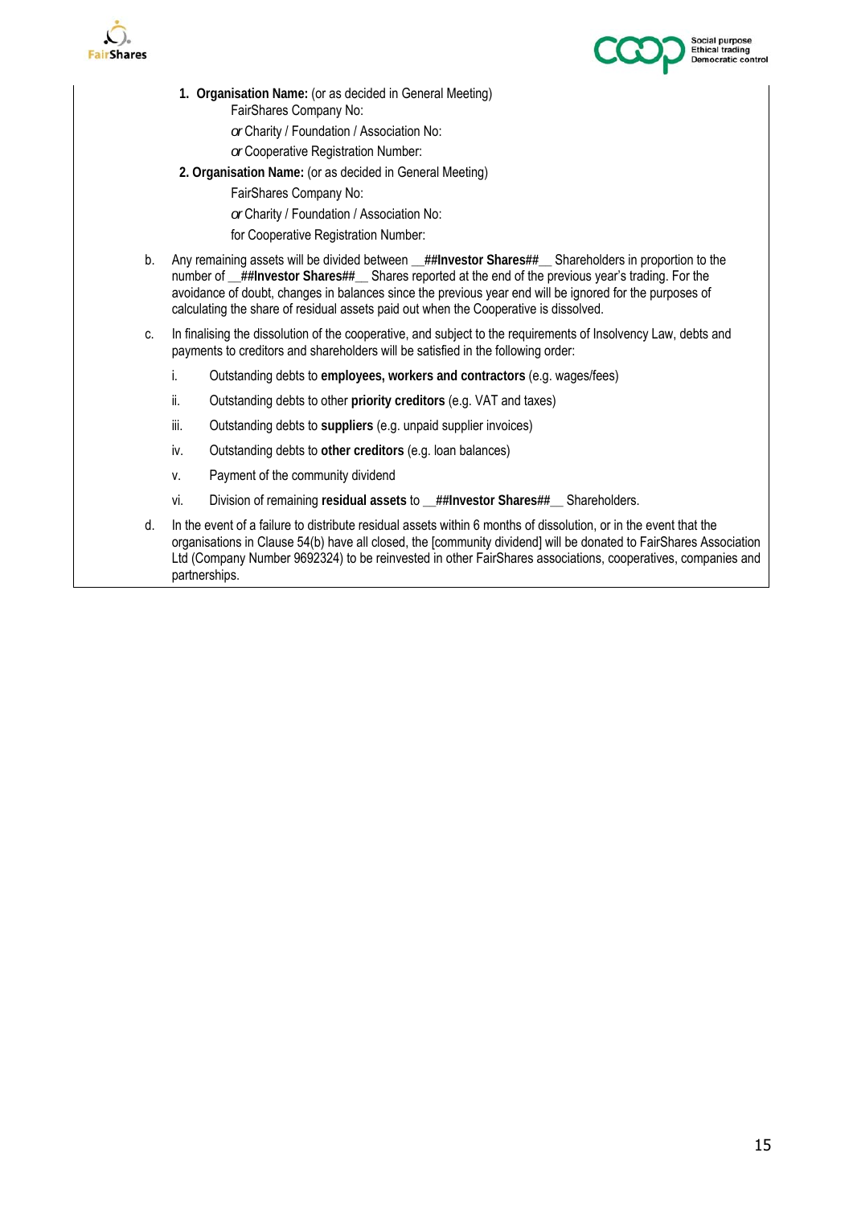1. **Organisation Name:** (or as decided in General Meeting)

   FairShares Company No:

   *or* Charity / Foundation / Association No:

   *or* Cooperative Registration Number:

2. **Organisation Name:** (or as decided in General Meeting)

   FairShares Company No:

   *or* Charity / Foundation / Association No:

   for Cooperative Registration Number:

b. Any remaining assets will be divided between __**##Investor Shares##**__ Shareholders in proportion to the number of __**##Investor Shares##**__ Shares reported at the end of the previous year's trading. For the avoidance of doubt, changes in balances since the previous year end will be ignored for the purposes of calculating the share of residual assets paid out when the Cooperative is dissolved.

c. In finalising the dissolution of the cooperative, and subject to the requirements of Insolvency Law, debts and payments to creditors and shareholders will be satisfied in the following order:

   i. Outstanding debts to **employees, workers and contractors** (e.g. wages/fees)

   ii. Outstanding debts to other **priority creditors** (e.g. VAT and taxes)

   iii. Outstanding debts to **suppliers** (e.g. unpaid supplier invoices)

   iv. Outstanding debts to **other creditors** (e.g. loan balances)

   v. Payment of the community dividend

   vi. Division of remaining **residual assets** to __**##Investor Shares##**__ Shareholders.

d. In the event of a failure to distribute residual assets within 6 months of dissolution, or in the event that the organisations in Clause 54(b) have all closed, the [community dividend] will be donated to FairShares Association Ltd (Company Number 9692324) to be reinvested in other FairShares associations, cooperatives, companies and partnerships.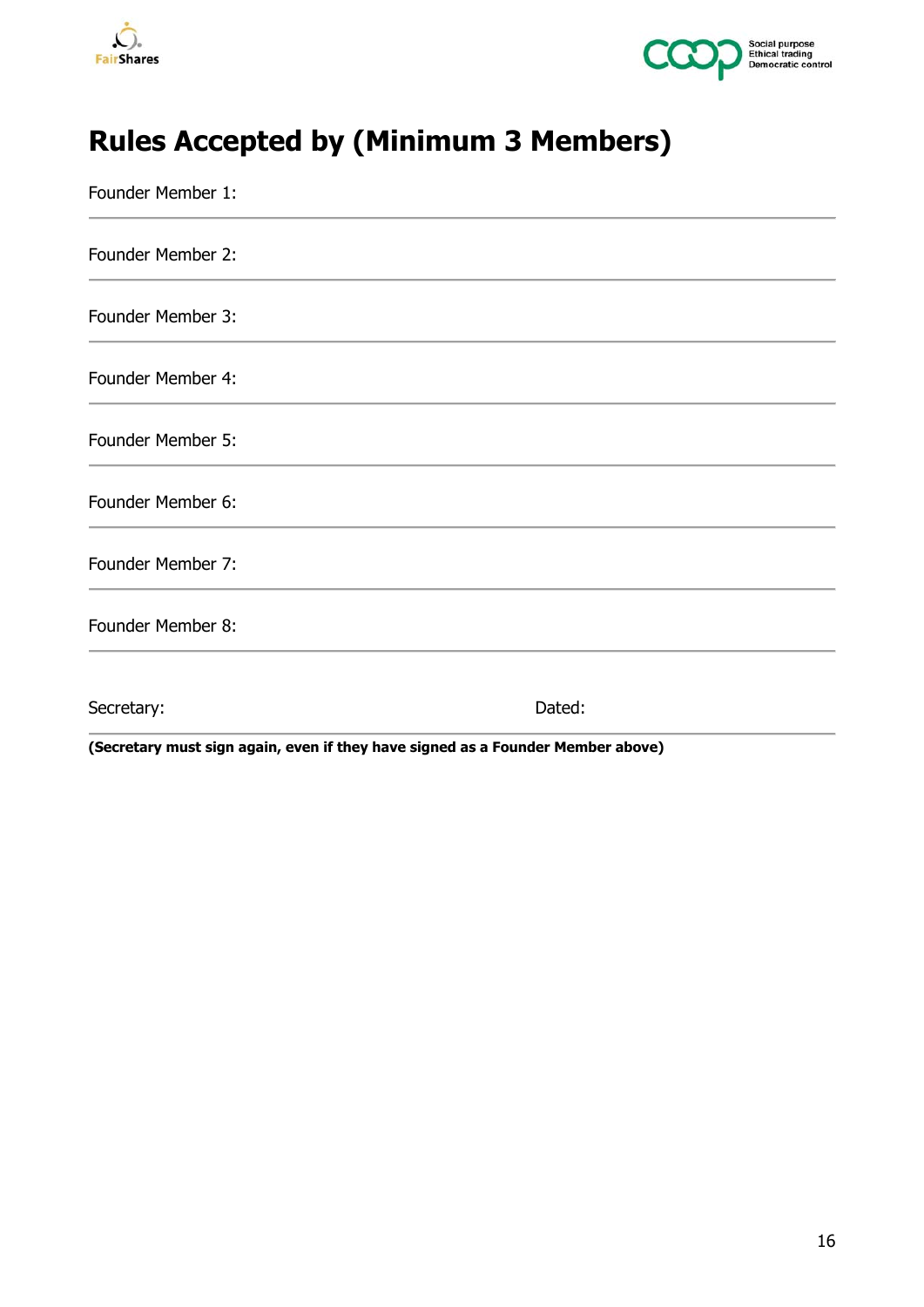# Rules Accepted by (Minimum 3 Members)

Founder Member 1:

Founder Member 2:

Founder Member 3:

Founder Member 4:

Founder Member 5:

Founder Member 6:

Founder Member 7:

Founder Member 8:

Secretary: Dated:

**(Secretary must sign again, even if they have signed as a Founder Member above)**